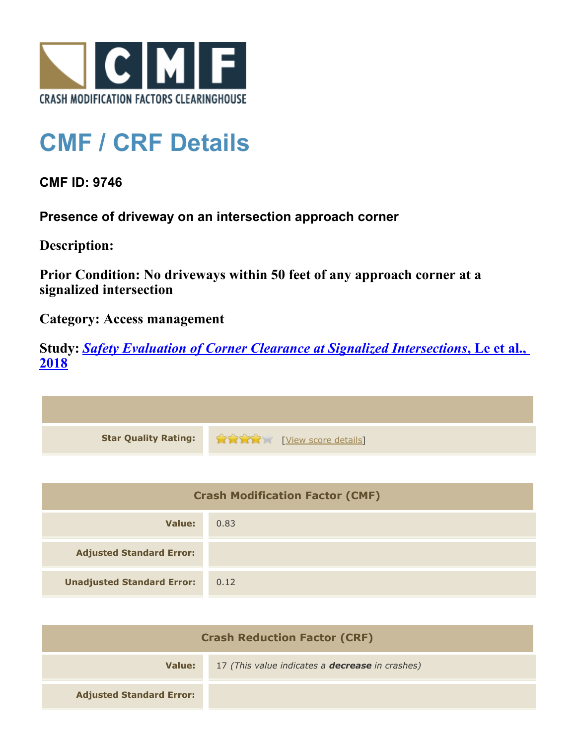CMF
CRASH MODIFICATION FACTORS CLEARINGHOUSE

# CMF / CRF Details

### CMF ID: 9746

### Presence of driveway on an intersection approach corner

**Description:**

**Prior Condition: No driveways within 50 feet of any approach corner at a signalized intersection**

**Category: Access management**

**Study: *Safety Evaluation of Corner Clearance at Signalized Intersections*, Le et al., 2018**

| | |
|---|---|
| **Star Quality Rating:** | 4 of 5 stars [View score details] |

| Crash Modification Factor (CMF) | |
|---|---|
| **Value:** | 0.83 |
| **Adjusted Standard Error:** | |
| **Unadjusted Standard Error:** | 0.12 |

| Crash Reduction Factor (CRF) | |
|---|---|
| **Value:** | 17 *(This value indicates a **decrease** in crashes)* |
| **Adjusted Standard Error:** | |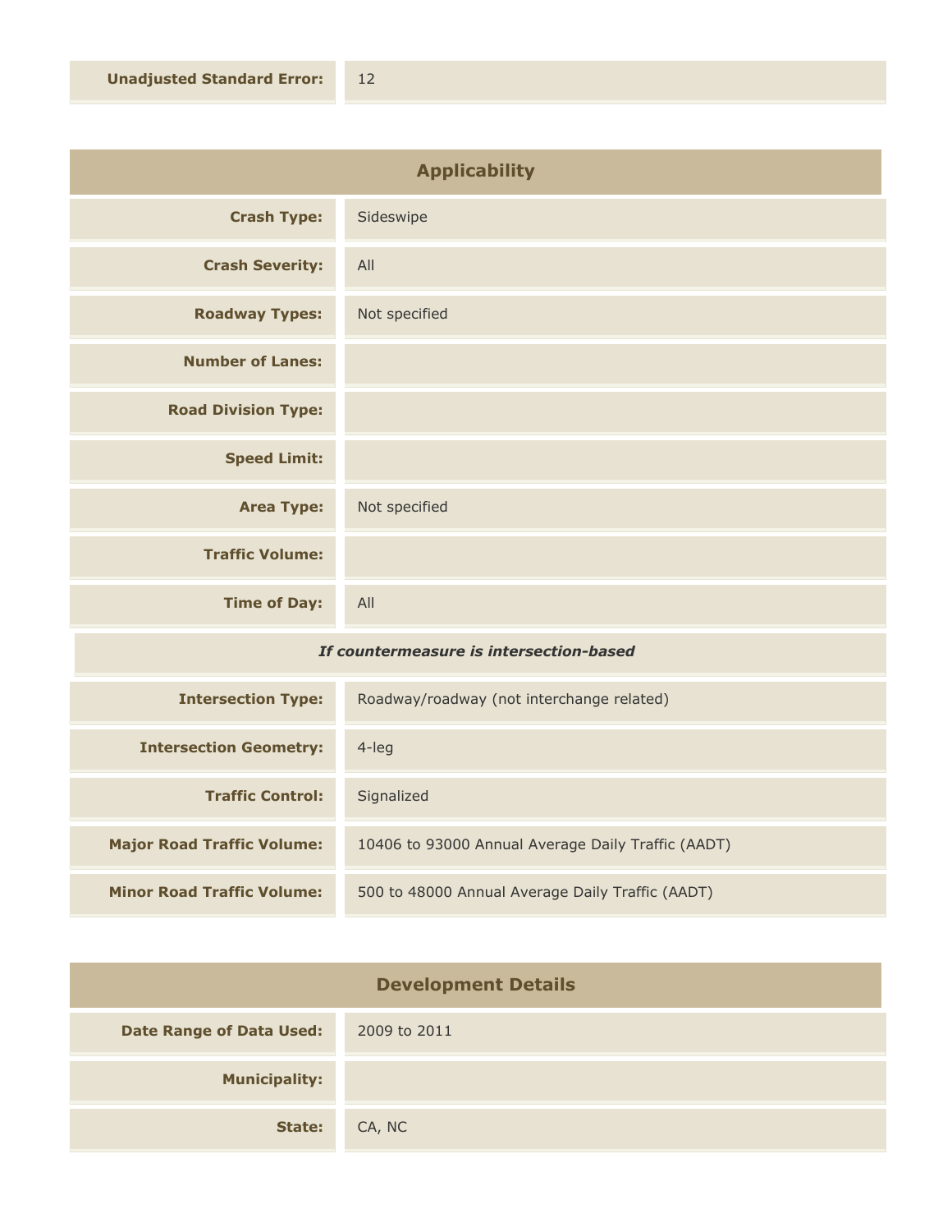| | |
|---|---|
| **Unadjusted Standard Error:** | 12 |

## Applicability

| | |
|---|---|
| **Crash Type:** | Sideswipe |
| **Crash Severity:** | All |
| **Roadway Types:** | Not specified |
| **Number of Lanes:** | |
| **Road Division Type:** | |
| **Speed Limit:** | |
| **Area Type:** | Not specified |
| **Traffic Volume:** | |
| **Time of Day:** | All |
| ***If countermeasure is intersection-based*** | |
| **Intersection Type:** | Roadway/roadway (not interchange related) |
| **Intersection Geometry:** | 4-leg |
| **Traffic Control:** | Signalized |
| **Major Road Traffic Volume:** | 10406 to 93000 Annual Average Daily Traffic (AADT) |
| **Minor Road Traffic Volume:** | 500 to 48000 Annual Average Daily Traffic (AADT) |

## Development Details

| | |
|---|---|
| **Date Range of Data Used:** | 2009 to 2011 |
| **Municipality:** | |
| **State:** | CA, NC |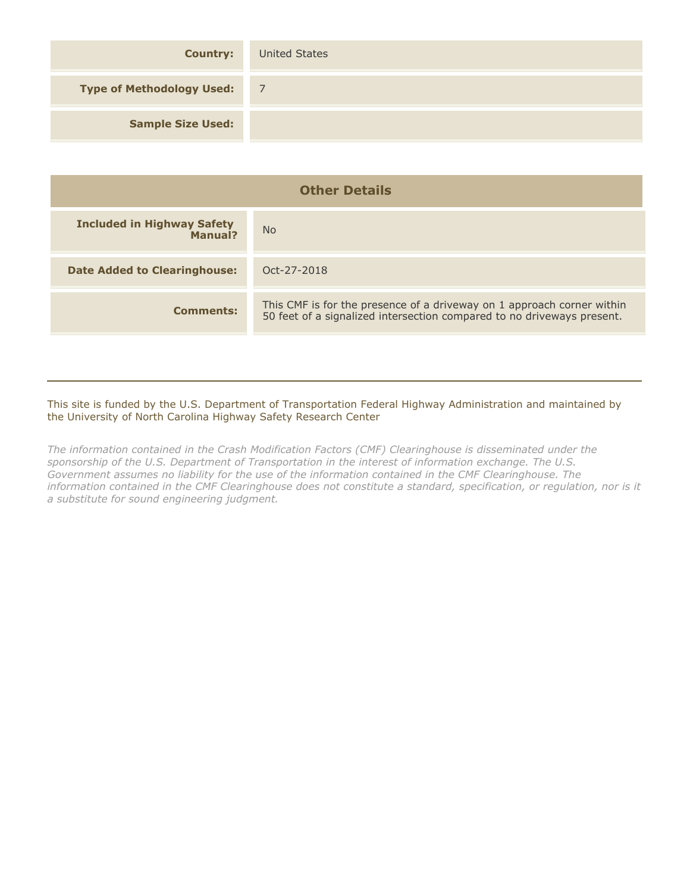| | |
|---|---|
| **Country:** | United States |
| **Type of Methodology Used:** | 7 |
| **Sample Size Used:** | |

## Other Details

| | |
|---|---|
| **Included in Highway Safety Manual?** | No |
| **Date Added to Clearinghouse:** | Oct-27-2018 |
| **Comments:** | This CMF is for the presence of a driveway on 1 approach corner within 50 feet of a signalized intersection compared to no driveways present. |

---

This site is funded by the U.S. Department of Transportation Federal Highway Administration and maintained by the University of North Carolina Highway Safety Research Center

*The information contained in the Crash Modification Factors (CMF) Clearinghouse is disseminated under the sponsorship of the U.S. Department of Transportation in the interest of information exchange. The U.S. Government assumes no liability for the use of the information contained in the CMF Clearinghouse. The information contained in the CMF Clearinghouse does not constitute a standard, specification, or regulation, nor is it a substitute for sound engineering judgment.*